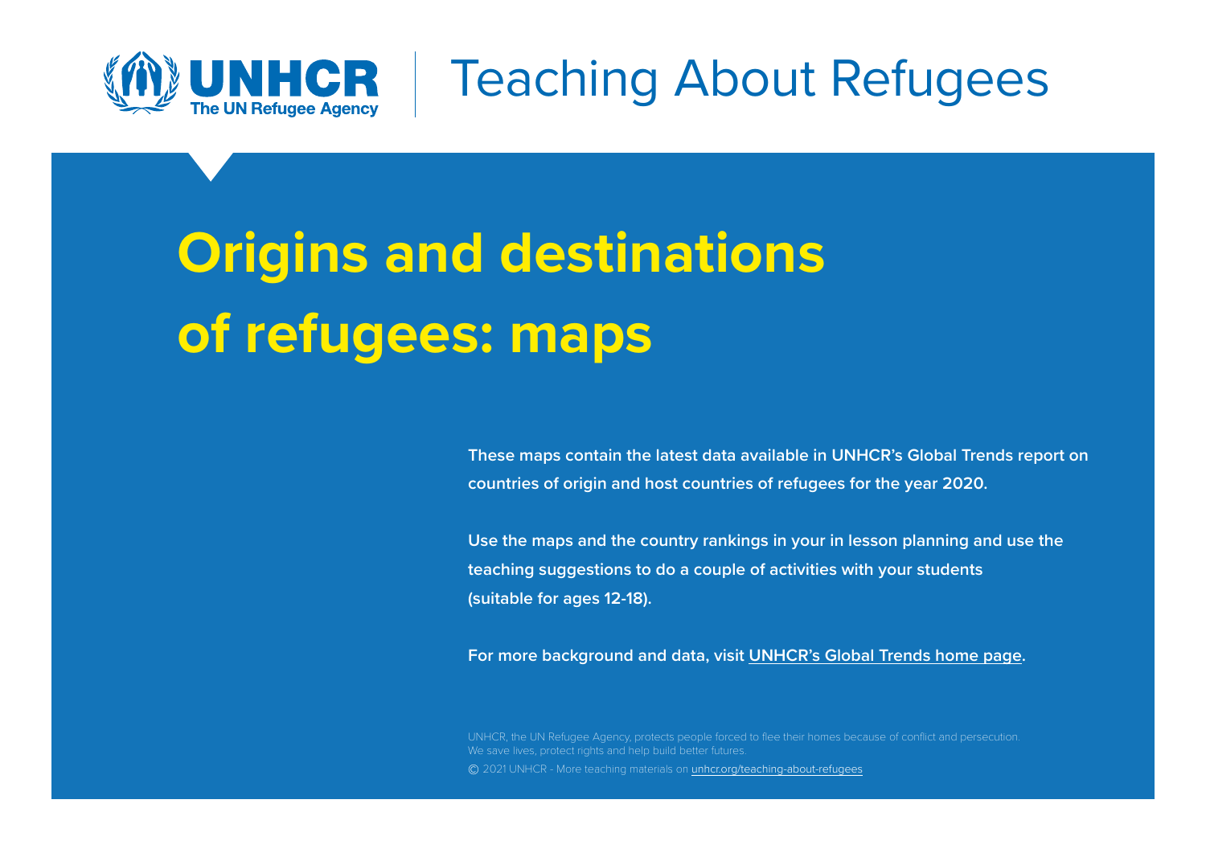UNHCR The UN Refugee Agency | Teaching About Refugees

# Origins and destinations of refugees: maps

**These maps contain the latest data available in UNHCR's Global Trends report on countries of origin and host countries of refugees for the year 2020.**

**Use the maps and the country rankings in your in lesson planning and use the teaching suggestions to do a couple of activities with your students (suitable for ages 12-18).**

**For more background and data, visit UNHCR's Global Trends home page.**

UNHCR, the UN Refugee Agency, protects people forced to flee their homes because of conflict and persecution. We save lives, protect rights and help build better futures.

© 2021 UNHCR - More teaching materials on unhcr.org/teaching-about-refugees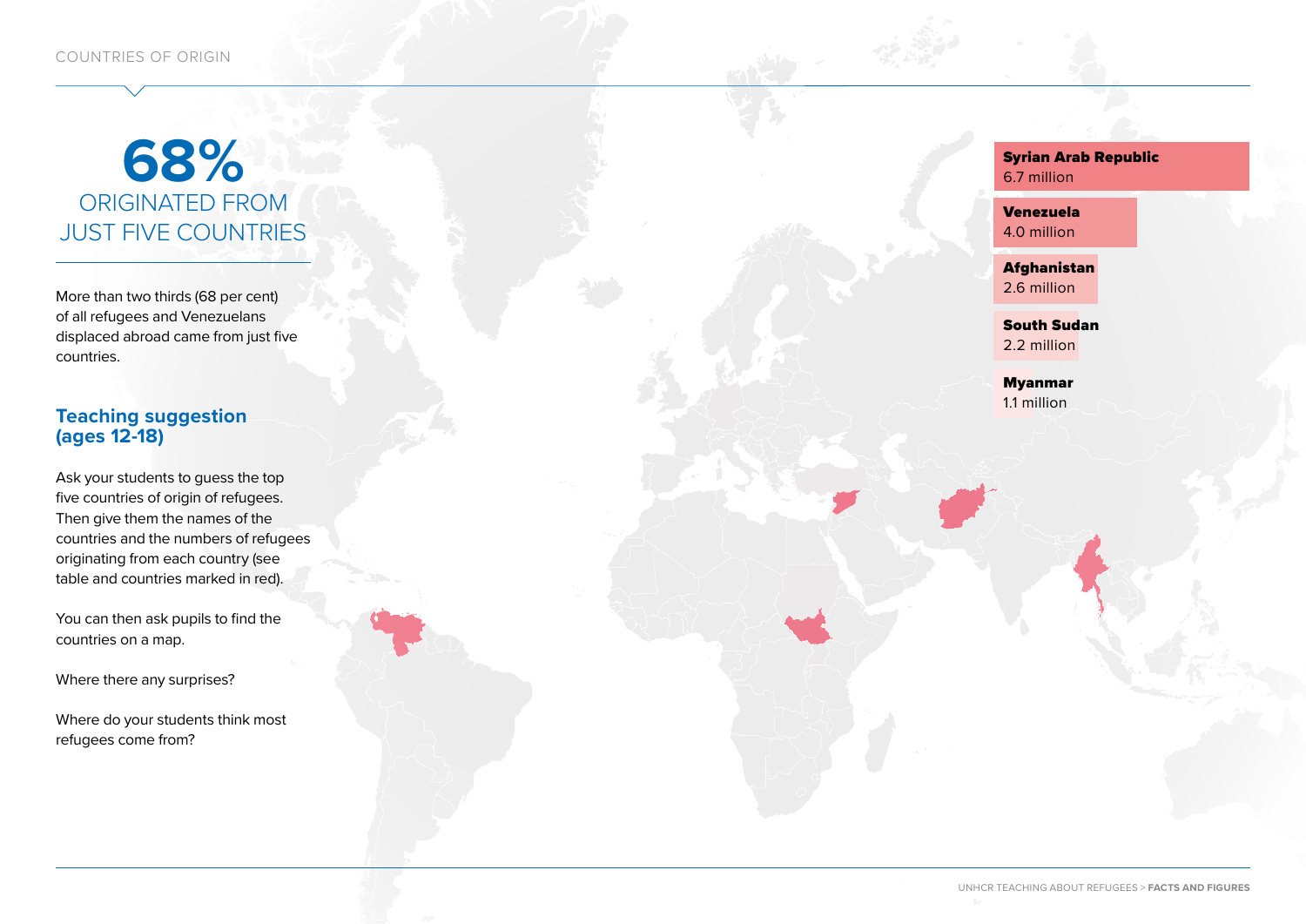COUNTRIES OF ORIGIN

# 68%
## ORIGINATED FROM JUST FIVE COUNTRIES

More than two thirds (68 per cent) of all refugees and Venezuelans displaced abroad came from just five countries.

### Teaching suggestion (ages 12-18)

Ask your students to guess the top five countries of origin of refugees. Then give them the names of the countries and the numbers of refugees originating from each country (see table and countries marked in red).

You can then ask pupils to find the countries on a map.

Where there any surprises?

Where do your students think most refugees come from?

| Country | Refugees |
|---|---|
| **Syrian Arab Republic** | 6.7 million |
| **Venezuela** | 4.0 million |
| **Afghanistan** | 2.6 million |
| **South Sudan** | 2.2 million |
| **Myanmar** | 1.1 million |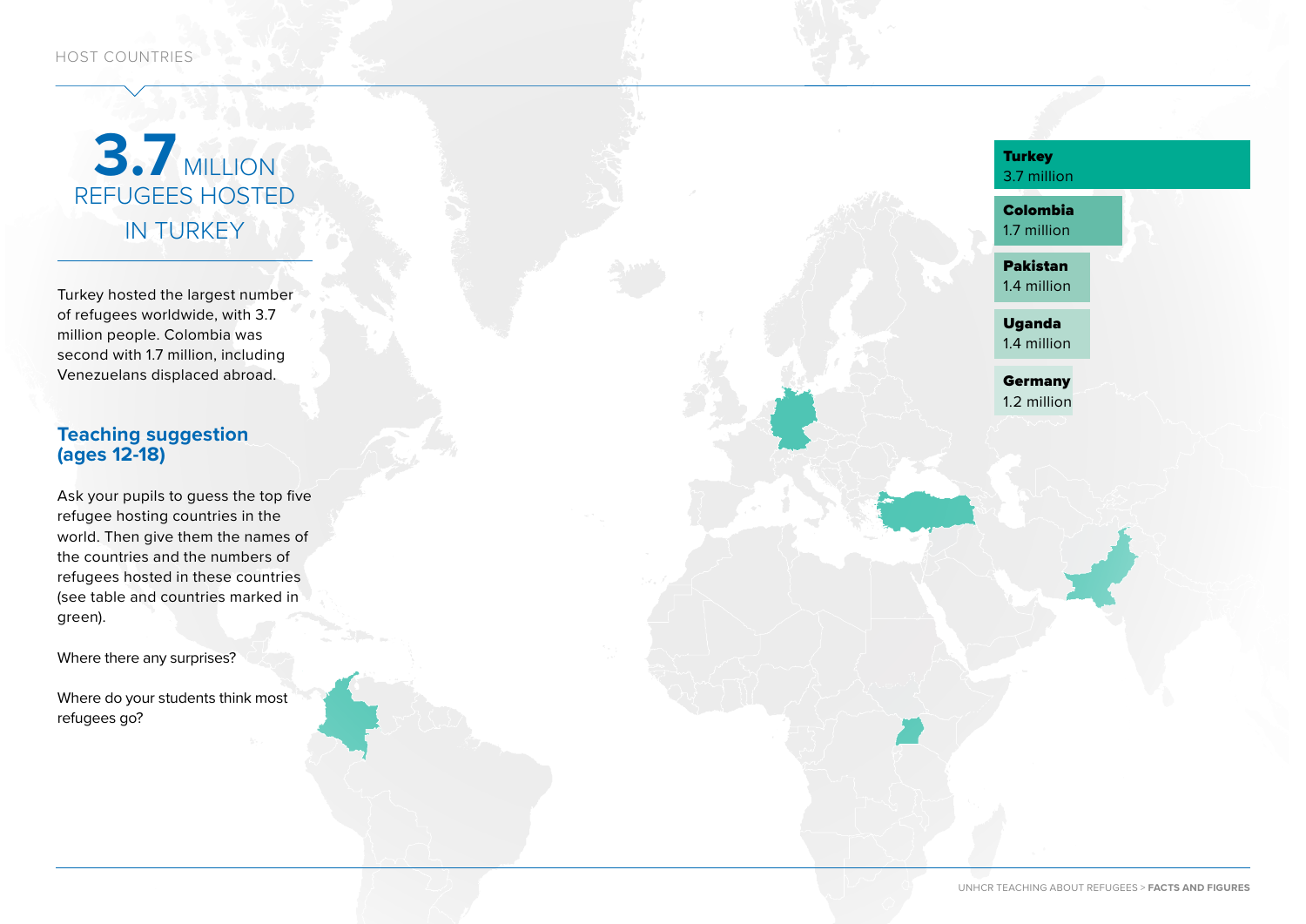HOST COUNTRIES

# 3.7 MILLION REFUGEES HOSTED IN TURKEY

Turkey hosted the largest number of refugees worldwide, with 3.7 million people. Colombia was second with 1.7 million, including Venezuelans displaced abroad.

### Teaching suggestion (ages 12-18)

Ask your pupils to guess the top five refugee hosting countries in the world. Then give them the names of the countries and the numbers of refugees hosted in these countries (see table and countries marked in green).

Where there any surprises?

Where do your students think most refugees go?

**Turkey**
3.7 million

**Colombia**
1.7 million

**Pakistan**
1.4 million

**Uganda**
1.4 million

**Germany**
1.2 million